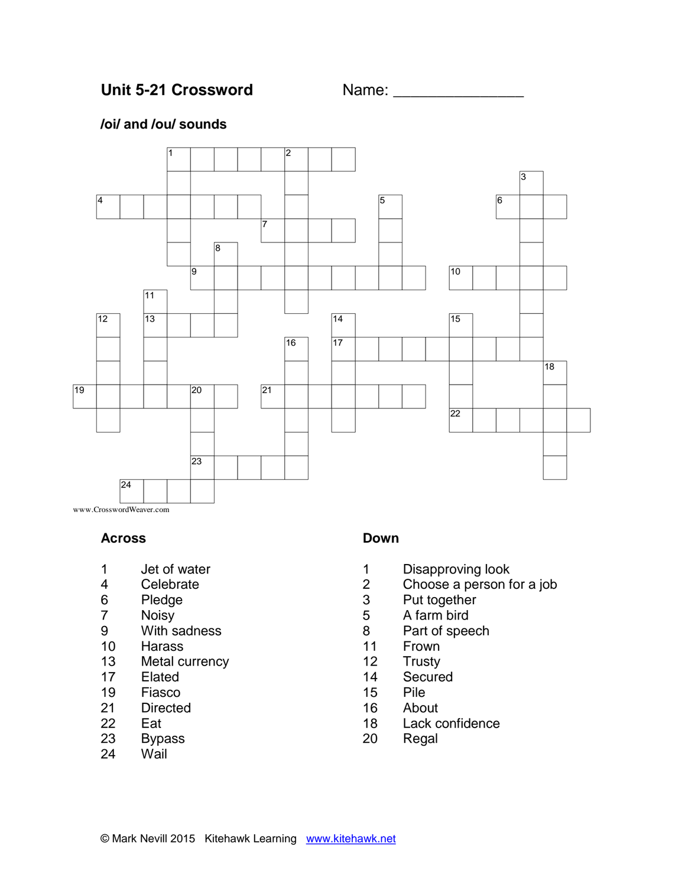# Unit 5-21 Crossword

Name: _______________

## /oi/ and /ou/ sounds

www.CrosswordWeaver.com

### Across

1 Jet of water
4 Celebrate
6 Pledge
7 Noisy
9 With sadness
10 Harass
13 Metal currency
17 Elated
19 Fiasco
21 Directed
22 Eat
23 Bypass
24 Wail

### Down

1 Disapproving look
2 Choose a person for a job
3 Put together
5 A farm bird
8 Part of speech
11 Frown
12 Trusty
14 Secured
15 Pile
16 About
18 Lack confidence
20 Regal

© Mark Nevill 2015 Kitehawk Learning www.kitehawk.net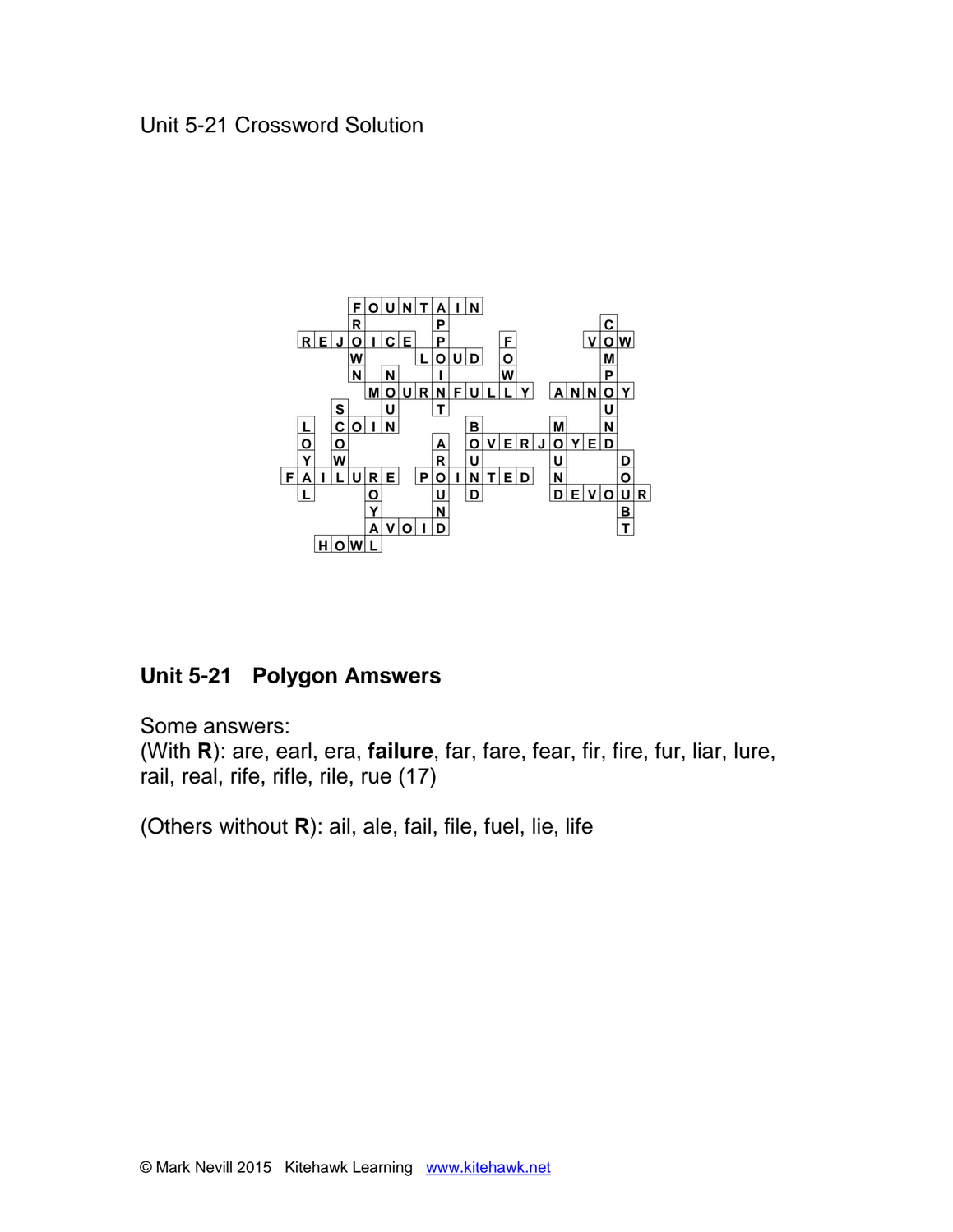Unit 5-21 Crossword Solution

```
    FOUNTAIN
    R    P         C
 REJOICE P   F    VOW
    W   LOUD O     M
    N N  I   W     P
     MOURNFULLY ANNOY
   S  U  T         U
 L COIN    B    M  N
 O O     A OVERJOYED
 Y W     R U    U   D
FAILURE POINTED N   O
 L   O   U D    DEVOUR
     Y   N          B
     AVOID          T
  HOWL
```

## Unit 5-21 Polygon Amswers

Some answers:
(With **R**): are, earl, era, **failure**, far, fare, fear, fir, fire, fur, liar, lure, rail, real, rife, rifle, rile, rue (17)

(Others without **R**): ail, ale, fail, file, fuel, lie, life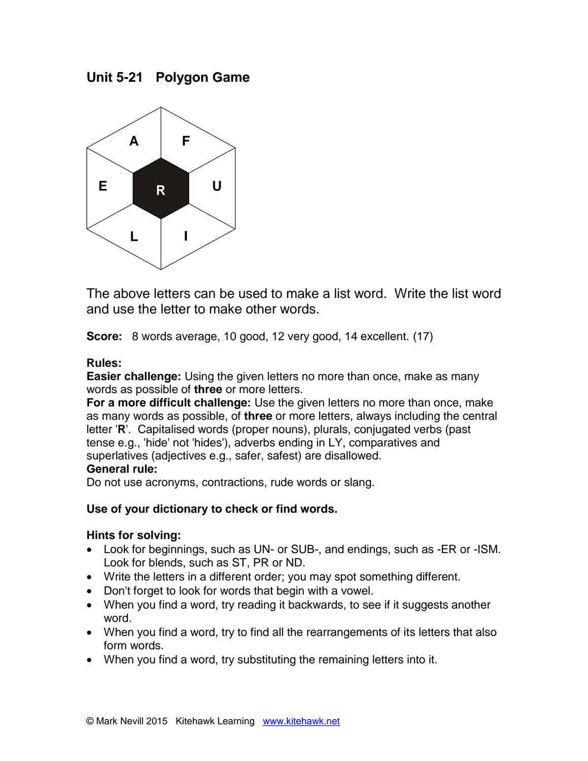## Unit 5-21 Polygon Game

A F
E R U
L I

The above letters can be used to make a list word. Write the list word and use the letter to make other words.

**Score:** 8 words average, 10 good, 12 very good, 14 excellent. (17)

**Rules:**
**Easier challenge:** Using the given letters no more than once, make as many words as possible of **three** or more letters.
**For a more difficult challenge:** Use the given letters no more than once, make as many words as possible, of **three** or more letters, always including the central letter '**R**'. Capitalised words (proper nouns), plurals, conjugated verbs (past tense e.g., 'hide' not 'hides'), adverbs ending in LY, comparatives and superlatives (adjectives e.g., safer, safest) are disallowed.
**General rule:**
Do not use acronyms, contractions, rude words or slang.

**Use of your dictionary to check or find words.**

**Hints for solving:**

- Look for beginnings, such as UN- or SUB-, and endings, such as -ER or -ISM. Look for blends, such as ST, PR or ND.
- Write the letters in a different order; you may spot something different.
- Don't forget to look for words that begin with a vowel.
- When you find a word, try reading it backwards, to see if it suggests another word.
- When you find a word, try to find all the rearrangements of its letters that also form words.
- When you find a word, try substituting the remaining letters into it.

© Mark Nevill 2015 Kitehawk Learning www.kitehawk.net